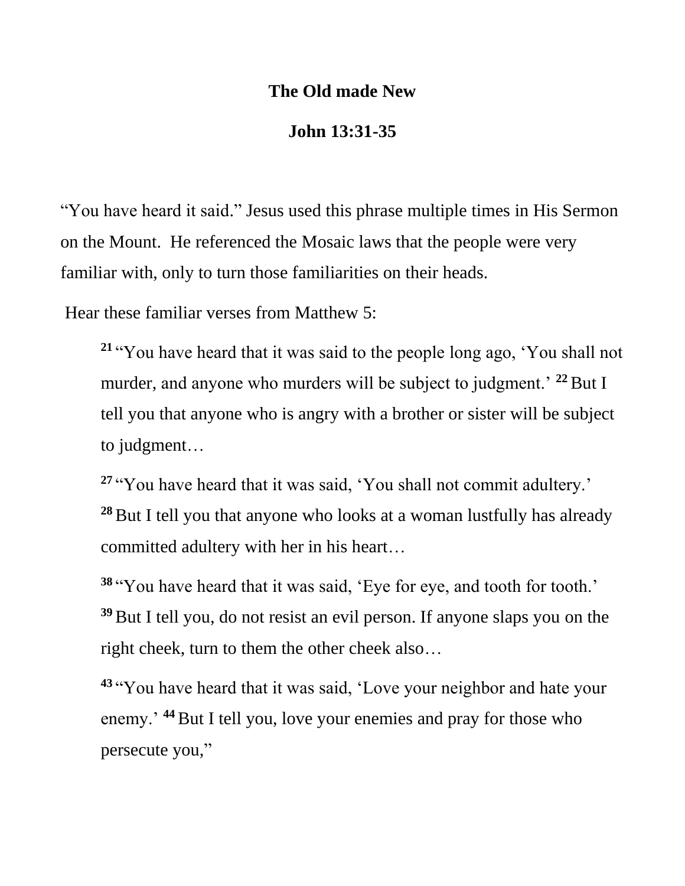**The Old made New**

**John 13:31-35**

"You have heard it said." Jesus used this phrase multiple times in His Sermon on the Mount. He referenced the Mosaic laws that the people were very familiar with, only to turn those familiarities on their heads.

Hear these familiar verses from Matthew 5:

> **21** "You have heard that it was said to the people long ago, 'You shall not murder, and anyone who murders will be subject to judgment.' **22** But I tell you that anyone who is angry with a brother or sister will be subject to judgment…
>
> **27** "You have heard that it was said, 'You shall not commit adultery.' **28** But I tell you that anyone who looks at a woman lustfully has already committed adultery with her in his heart…
>
> **38** "You have heard that it was said, 'Eye for eye, and tooth for tooth.' **39** But I tell you, do not resist an evil person. If anyone slaps you on the right cheek, turn to them the other cheek also…
>
> **43** "You have heard that it was said, 'Love your neighbor and hate your enemy.' **44** But I tell you, love your enemies and pray for those who persecute you,"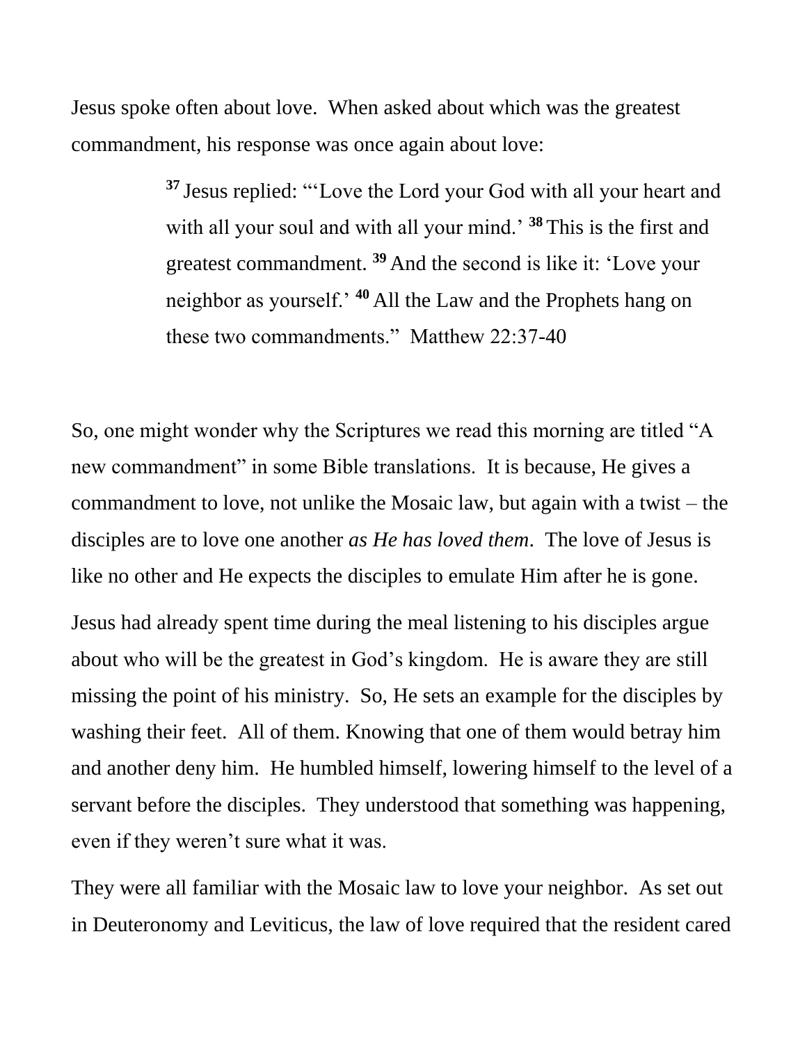Jesus spoke often about love. When asked about which was the greatest commandment, his response was once again about love:

> [37] Jesus replied: "'Love the Lord your God with all your heart and with all your soul and with all your mind.' [38] This is the first and greatest commandment. [39] And the second is like it: 'Love your neighbor as yourself.' [40] All the Law and the Prophets hang on these two commandments." Matthew 22:37-40

So, one might wonder why the Scriptures we read this morning are titled "A new commandment" in some Bible translations. It is because, He gives a commandment to love, not unlike the Mosaic law, but again with a twist – the disciples are to love one another *as He has loved them*. The love of Jesus is like no other and He expects the disciples to emulate Him after he is gone.

Jesus had already spent time during the meal listening to his disciples argue about who will be the greatest in God's kingdom. He is aware they are still missing the point of his ministry. So, He sets an example for the disciples by washing their feet. All of them. Knowing that one of them would betray him and another deny him. He humbled himself, lowering himself to the level of a servant before the disciples. They understood that something was happening, even if they weren't sure what it was.

They were all familiar with the Mosaic law to love your neighbor. As set out in Deuteronomy and Leviticus, the law of love required that the resident cared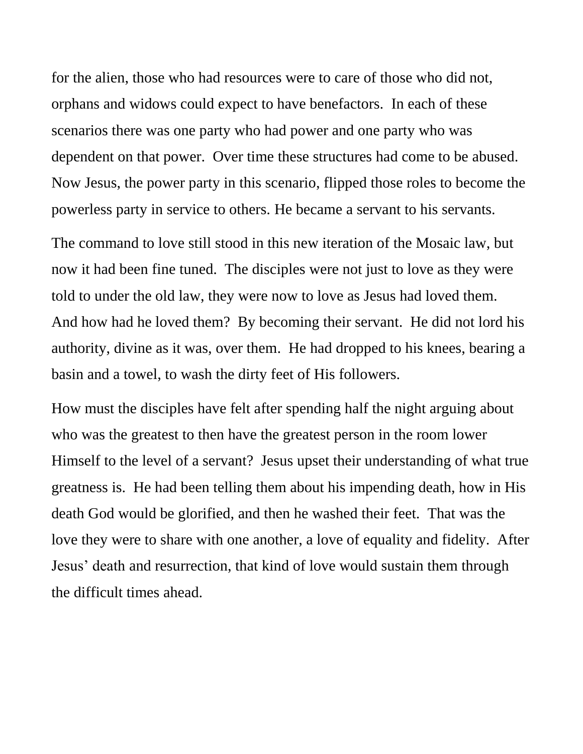for the alien, those who had resources were to care of those who did not, orphans and widows could expect to have benefactors.  In each of these scenarios there was one party who had power and one party who was dependent on that power.  Over time these structures had come to be abused. Now Jesus, the power party in this scenario, flipped those roles to become the powerless party in service to others. He became a servant to his servants.

The command to love still stood in this new iteration of the Mosaic law, but now it had been fine tuned.  The disciples were not just to love as they were told to under the old law, they were now to love as Jesus had loved them. And how had he loved them?  By becoming their servant.  He did not lord his authority, divine as it was, over them.  He had dropped to his knees, bearing a basin and a towel, to wash the dirty feet of His followers.

How must the disciples have felt after spending half the night arguing about who was the greatest to then have the greatest person in the room lower Himself to the level of a servant?  Jesus upset their understanding of what true greatness is.  He had been telling them about his impending death, how in His death God would be glorified, and then he washed their feet.  That was the love they were to share with one another, a love of equality and fidelity.  After Jesus' death and resurrection, that kind of love would sustain them through the difficult times ahead.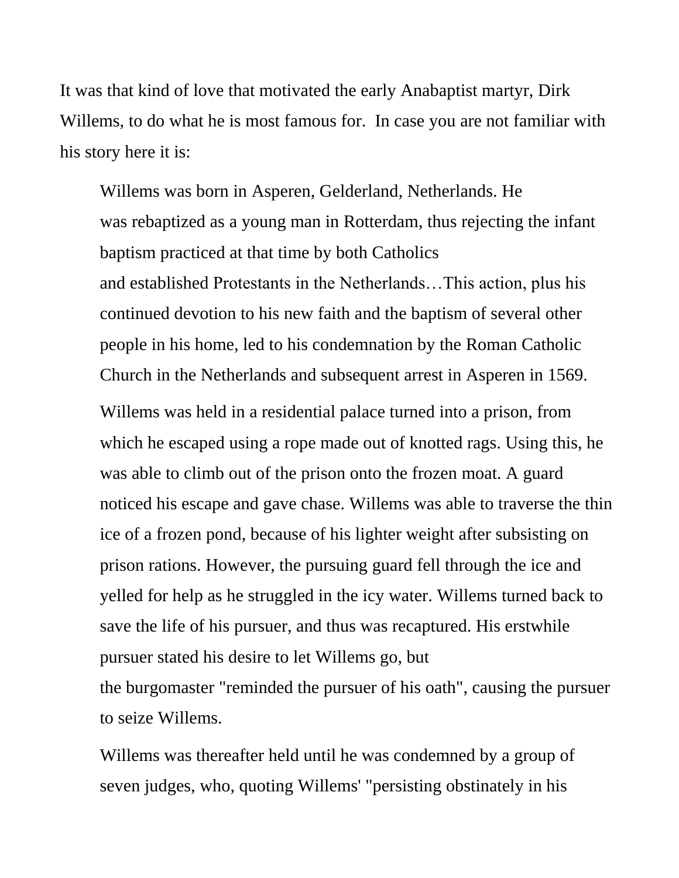It was that kind of love that motivated the early Anabaptist martyr, Dirk Willems, to do what he is most famous for.  In case you are not familiar with his story here it is:

> Willems was born in Asperen, Gelderland, Netherlands. He was rebaptized as a young man in Rotterdam, thus rejecting the infant baptism practiced at that time by both Catholics and established Protestants in the Netherlands…This action, plus his continued devotion to his new faith and the baptism of several other people in his home, led to his condemnation by the Roman Catholic Church in the Netherlands and subsequent arrest in Asperen in 1569.
>
> Willems was held in a residential palace turned into a prison, from which he escaped using a rope made out of knotted rags. Using this, he was able to climb out of the prison onto the frozen moat. A guard noticed his escape and gave chase. Willems was able to traverse the thin ice of a frozen pond, because of his lighter weight after subsisting on prison rations. However, the pursuing guard fell through the ice and yelled for help as he struggled in the icy water. Willems turned back to save the life of his pursuer, and thus was recaptured. His erstwhile pursuer stated his desire to let Willems go, but the burgomaster "reminded the pursuer of his oath", causing the pursuer to seize Willems.
>
> Willems was thereafter held until he was condemned by a group of seven judges, who, quoting Willems' "persisting obstinately in his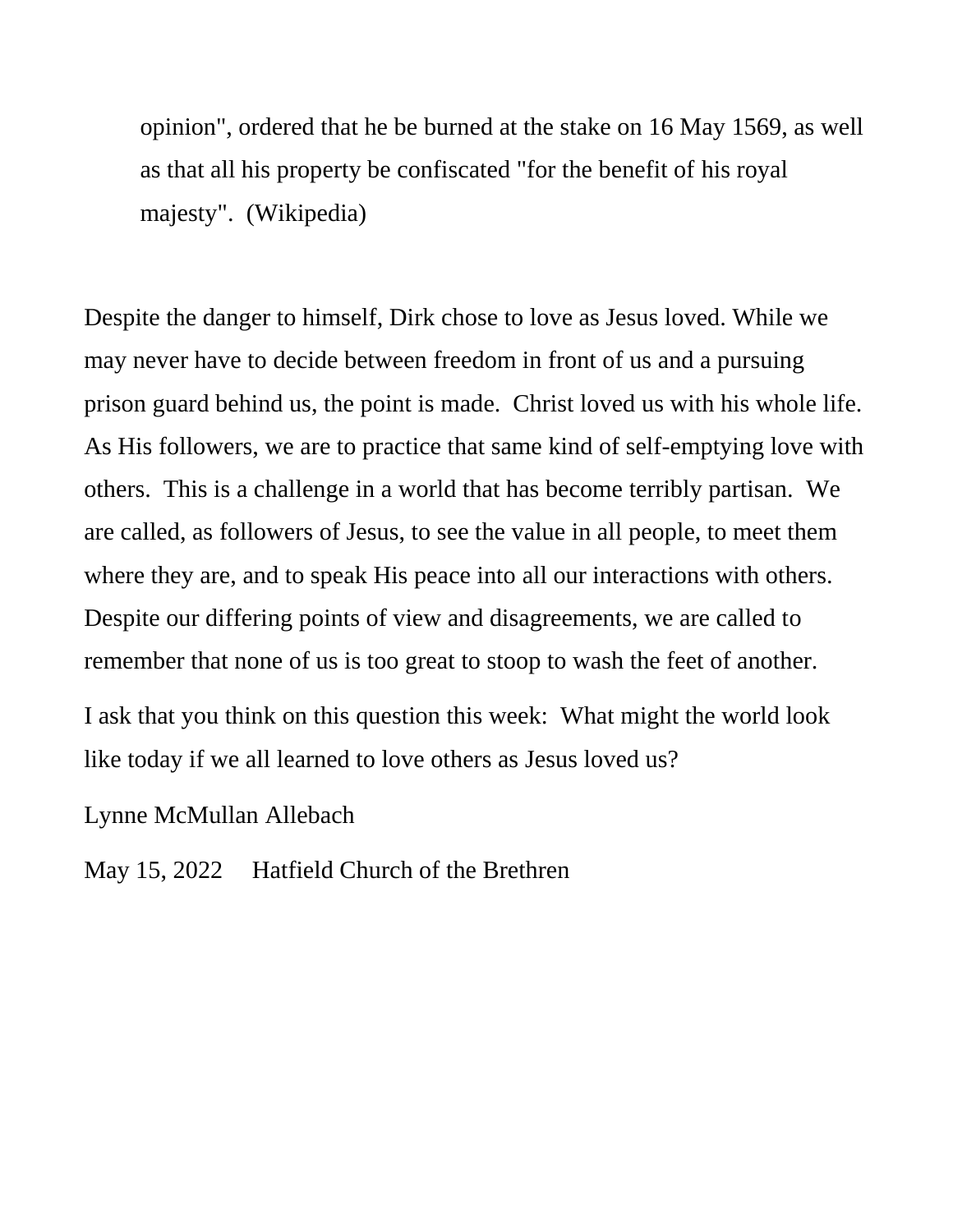> opinion", ordered that he be burned at the stake on 16 May 1569, as well as that all his property be confiscated "for the benefit of his royal majesty". (Wikipedia)

Despite the danger to himself, Dirk chose to love as Jesus loved. While we may never have to decide between freedom in front of us and a pursuing prison guard behind us, the point is made. Christ loved us with his whole life. As His followers, we are to practice that same kind of self-emptying love with others. This is a challenge in a world that has become terribly partisan. We are called, as followers of Jesus, to see the value in all people, to meet them where they are, and to speak His peace into all our interactions with others. Despite our differing points of view and disagreements, we are called to remember that none of us is too great to stoop to wash the feet of another.

I ask that you think on this question this week: What might the world look like today if we all learned to love others as Jesus loved us?

Lynne McMullan Allebach

May 15, 2022 Hatfield Church of the Brethren